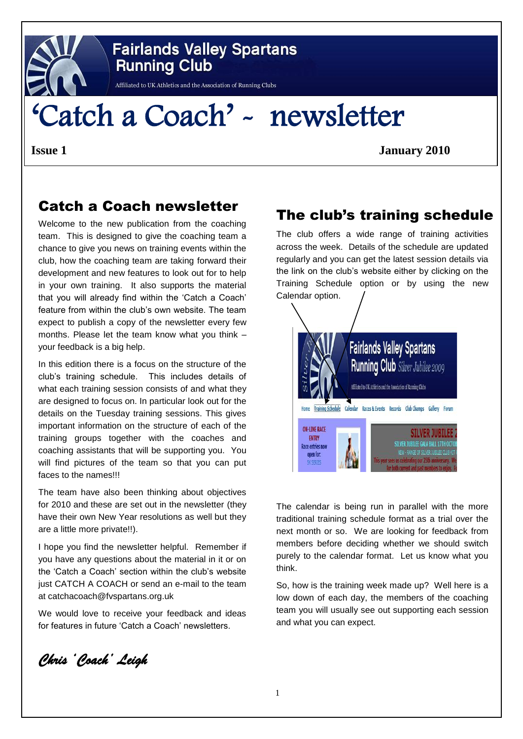# Fairlands Valley Spartans Running Club

Affiliated to UK Athletics and the Association of Running Clubs

# 'Catch a Coach' - newsletter

**Issue 1** **January 2010**

## Catch a Coach newsletter

Welcome to the new publication from the coaching team. This is designed to give the coaching team a chance to give you news on training events within the club, how the coaching team are taking forward their development and new features to look out for to help in your own training. It also supports the material that you will already find within the 'Catch a Coach' feature from within the club's own website. The team expect to publish a copy of the newsletter every few months. Please let the team know what you think – your feedback is a big help.

In this edition there is a focus on the structure of the club's training schedule. This includes details of what each training session consists of and what they are designed to focus on. In particular look out for the details on the Tuesday training sessions. This gives important information on the structure of each of the training groups together with the coaches and coaching assistants that will be supporting you. You will find pictures of the team so that you can put faces to the names!!!

The team have also been thinking about objectives for 2010 and these are set out in the newsletter (they have their own New Year resolutions as well but they are a little more private!!).

I hope you find the newsletter helpful. Remember if you have any questions about the material in it or on the 'Catch a Coach' section within the club's website just CATCH A COACH or send an e-mail to the team at catchacoach@fvspartans.org.uk

We would love to receive your feedback and ideas for features in future 'Catch a Coach' newsletters.

*Chris 'Coach' Leigh*

## The club's training schedule

The club offers a wide range of training activities across the week. Details of the schedule are updated regularly and you can get the latest session details via the link on the club's website either by clicking on the Training Schedule option or by using the new Calendar option.

The calendar is being run in parallel with the more traditional training schedule format as a trial over the next month or so. We are looking for feedback from members before deciding whether we should switch purely to the calendar format. Let us know what you think.

So, how is the training week made up? Well here is a low down of each day, the members of the coaching team you will usually see out supporting each session and what you can expect.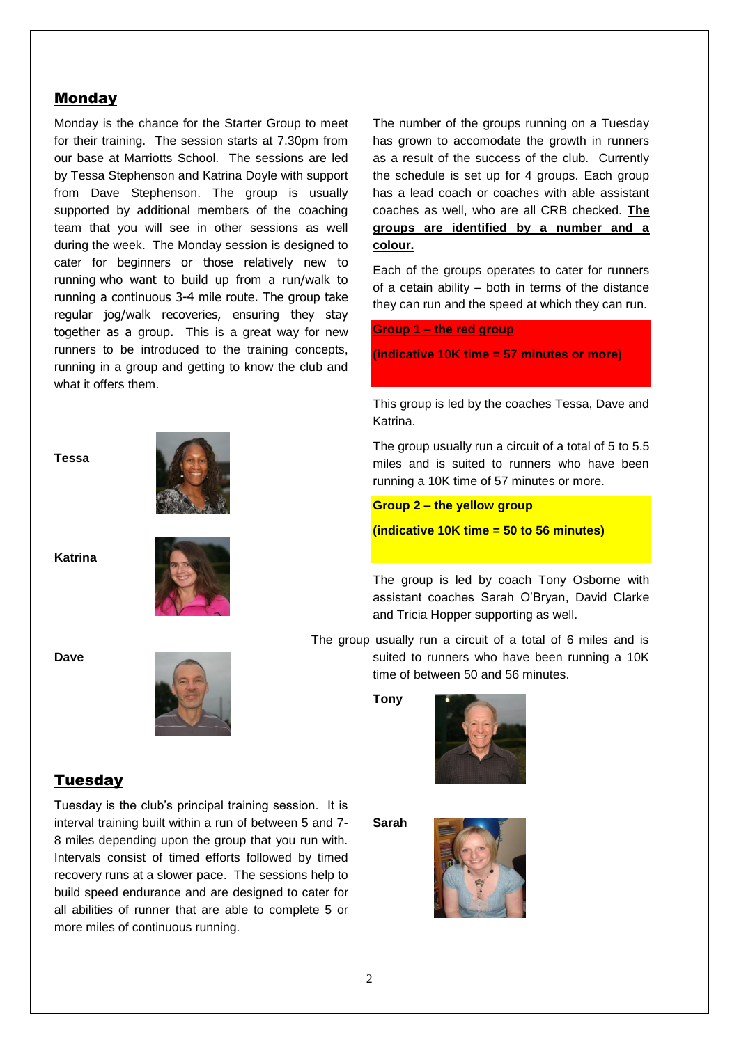## Monday

Monday is the chance for the Starter Group to meet for their training. The session starts at 7.30pm from our base at Marriotts School. The sessions are led by Tessa Stephenson and Katrina Doyle with support from Dave Stephenson. The group is usually supported by additional members of the coaching team that you will see in other sessions as well during the week. The Monday session is designed to cater for beginners or those relatively new to running who want to build up from a run/walk to running a continuous 3-4 mile route. The group take regular jog/walk recoveries, ensuring they stay together as a group. This is a great way for new runners to be introduced to the training concepts, running in a group and getting to know the club and what it offers them.

**Tessa**

**Katrina**

**Dave**

## Tuesday

Tuesday is the club's principal training session. It is interval training built within a run of between 5 and 7-8 miles depending upon the group that you run with. Intervals consist of timed efforts followed by timed recovery runs at a slower pace. The sessions help to build speed endurance and are designed to cater for all abilities of runner that are able to complete 5 or more miles of continuous running.

The number of the groups running on a Tuesday has grown to accomodate the growth in runners as a result of the success of the club. Currently the schedule is set up for 4 groups. Each group has a lead coach or coaches with able assistant coaches as well, who are all CRB checked. **The groups are identified by a number and a colour.**

Each of the groups operates to cater for runners of a cetain ability – both in terms of the distance they can run and the speed at which they can run.

**Group 1 – the red group**

**(indicative 10K time = 57 minutes or more)**

This group is led by the coaches Tessa, Dave and Katrina.

The group usually run a circuit of a total of 5 to 5.5 miles and is suited to runners who have been running a 10K time of 57 minutes or more.

**Group 2 – the yellow group**

**(indicative 10K time = 50 to 56 minutes)**

The group is led by coach Tony Osborne with assistant coaches Sarah O'Bryan, David Clarke and Tricia Hopper supporting as well.

The group usually run a circuit of a total of 6 miles and is suited to runners who have been running a 10K time of between 50 and 56 minutes.

**Tony**

**Sarah**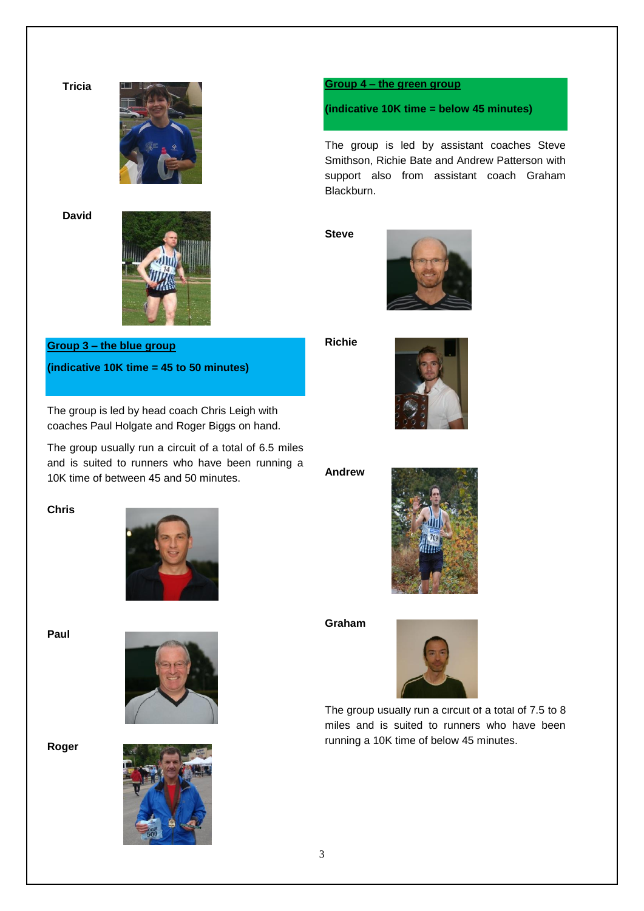**Tricia**

**David**

## Group 3 – the blue group

**(indicative 10K time = 45 to 50 minutes)**

The group is led by head coach Chris Leigh with coaches Paul Holgate and Roger Biggs on hand.

The group usually run a circuit of a total of 6.5 miles and is suited to runners who have been running a 10K time of between 45 and 50 minutes.

**Chris**

**Paul**

**Roger**

## Group 4 – the green group

**(indicative 10K time = below 45 minutes)**

The group is led by assistant coaches Steve Smithson, Richie Bate and Andrew Patterson with support also from assistant coach Graham Blackburn.

**Steve**

**Richie**

**Andrew**

**Graham**

The group usually run a circuit of a total of 7.5 to 8 miles and is suited to runners who have been running a 10K time of below 45 minutes.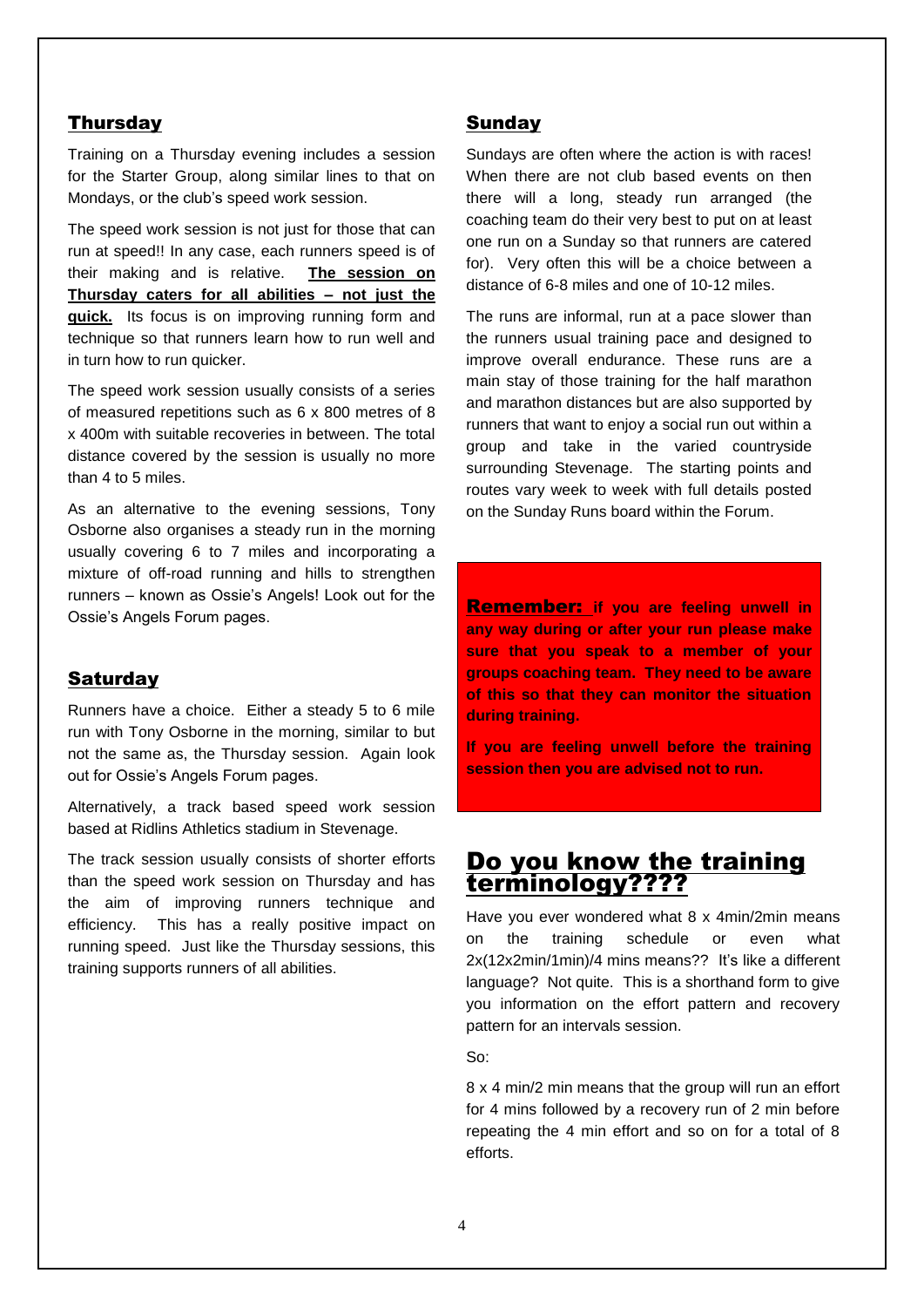## Thursday

Training on a Thursday evening includes a session for the Starter Group, along similar lines to that on Mondays, or the club's speed work session.

The speed work session is not just for those that can run at speed!! In any case, each runners speed is of their making and is relative. **The session on Thursday caters for all abilities – not just the quick.** Its focus is on improving running form and technique so that runners learn how to run well and in turn how to run quicker.

The speed work session usually consists of a series of measured repetitions such as 6 x 800 metres of 8 x 400m with suitable recoveries in between. The total distance covered by the session is usually no more than 4 to 5 miles.

As an alternative to the evening sessions, Tony Osborne also organises a steady run in the morning usually covering 6 to 7 miles and incorporating a mixture of off-road running and hills to strengthen runners – known as Ossie's Angels! Look out for the Ossie's Angels Forum pages.

## Saturday

Runners have a choice. Either a steady 5 to 6 mile run with Tony Osborne in the morning, similar to but not the same as, the Thursday session. Again look out for Ossie's Angels Forum pages.

Alternatively, a track based speed work session based at Ridlins Athletics stadium in Stevenage.

The track session usually consists of shorter efforts than the speed work session on Thursday and has the aim of improving runners technique and efficiency. This has a really positive impact on running speed. Just like the Thursday sessions, this training supports runners of all abilities.

## Sunday

Sundays are often where the action is with races! When there are not club based events on then there will a long, steady run arranged (the coaching team do their very best to put on at least one run on a Sunday so that runners are catered for). Very often this will be a choice between a distance of 6-8 miles and one of 10-12 miles.

The runs are informal, run at a pace slower than the runners usual training pace and designed to improve overall endurance. These runs are a main stay of those training for the half marathon and marathon distances but are also supported by runners that want to enjoy a social run out within a group and take in the varied countryside surrounding Stevenage. The starting points and routes vary week to week with full details posted on the Sunday Runs board within the Forum.

**Remember: if you are feeling unwell in any way during or after your run please make sure that you speak to a member of your groups coaching team. They need to be aware of this so that they can monitor the situation during training.**

**If you are feeling unwell before the training session then you are advised not to run.**

## Do you know the training terminology????

Have you ever wondered what 8 x 4min/2min means on the training schedule or even what 2x(12x2min/1min)/4 mins means?? It's like a different language? Not quite. This is a shorthand form to give you information on the effort pattern and recovery pattern for an intervals session.

So:

8 x 4 min/2 min means that the group will run an effort for 4 mins followed by a recovery run of 2 min before repeating the 4 min effort and so on for a total of 8 efforts.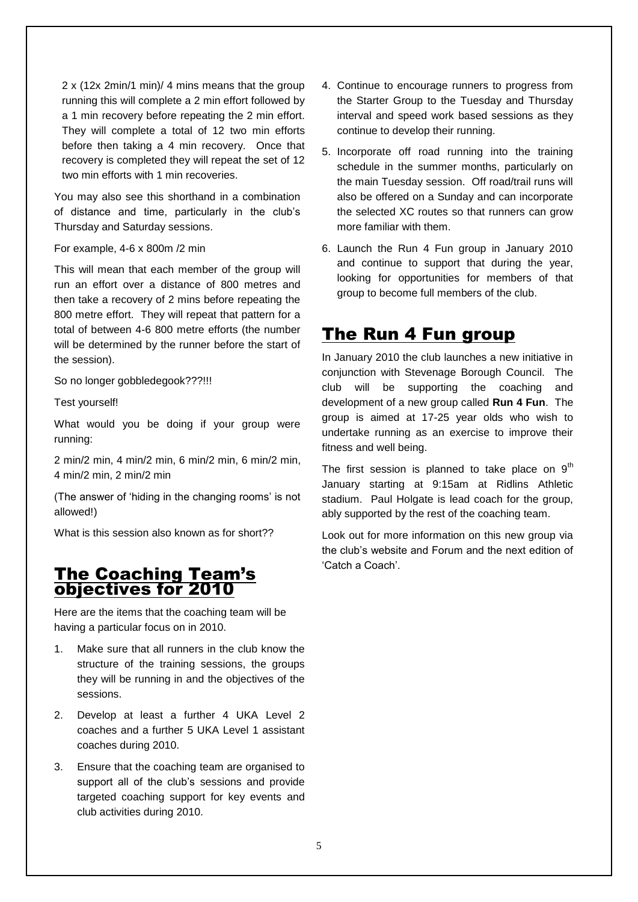2 x (12x 2min/1 min)/ 4 mins means that the group running this will complete a 2 min effort followed by a 1 min recovery before repeating the 2 min effort. They will complete a total of 12 two min efforts before then taking a 4 min recovery. Once that recovery is completed they will repeat the set of 12 two min efforts with 1 min recoveries.

You may also see this shorthand in a combination of distance and time, particularly in the club's Thursday and Saturday sessions.

For example, 4-6 x 800m /2 min

This will mean that each member of the group will run an effort over a distance of 800 metres and then take a recovery of 2 mins before repeating the 800 metre effort. They will repeat that pattern for a total of between 4-6 800 metre efforts (the number will be determined by the runner before the start of the session).

So no longer gobbledegook???!!!

Test yourself!

What would you be doing if your group were running:

2 min/2 min, 4 min/2 min, 6 min/2 min, 6 min/2 min, 4 min/2 min, 2 min/2 min

(The answer of 'hiding in the changing rooms' is not allowed!)

What is this session also known as for short??

## The Coaching Team's objectives for 2010

Here are the items that the coaching team will be having a particular focus on in 2010.

1. Make sure that all runners in the club know the structure of the training sessions, the groups they will be running in and the objectives of the sessions.
2. Develop at least a further 4 UKA Level 2 coaches and a further 5 UKA Level 1 assistant coaches during 2010.
3. Ensure that the coaching team are organised to support all of the club's sessions and provide targeted coaching support for key events and club activities during 2010.
4. Continue to encourage runners to progress from the Starter Group to the Tuesday and Thursday interval and speed work based sessions as they continue to develop their running.
5. Incorporate off road running into the training schedule in the summer months, particularly on the main Tuesday session. Off road/trail runs will also be offered on a Sunday and can incorporate the selected XC routes so that runners can grow more familiar with them.
6. Launch the Run 4 Fun group in January 2010 and continue to support that during the year, looking for opportunities for members of that group to become full members of the club.

## The Run 4 Fun group

In January 2010 the club launches a new initiative in conjunction with Stevenage Borough Council. The club will be supporting the coaching and development of a new group called **Run 4 Fun**. The group is aimed at 17-25 year olds who wish to undertake running as an exercise to improve their fitness and well being.

The first session is planned to take place on 9th January starting at 9:15am at Ridlins Athletic stadium. Paul Holgate is lead coach for the group, ably supported by the rest of the coaching team.

Look out for more information on this new group via the club's website and Forum and the next edition of 'Catch a Coach'.